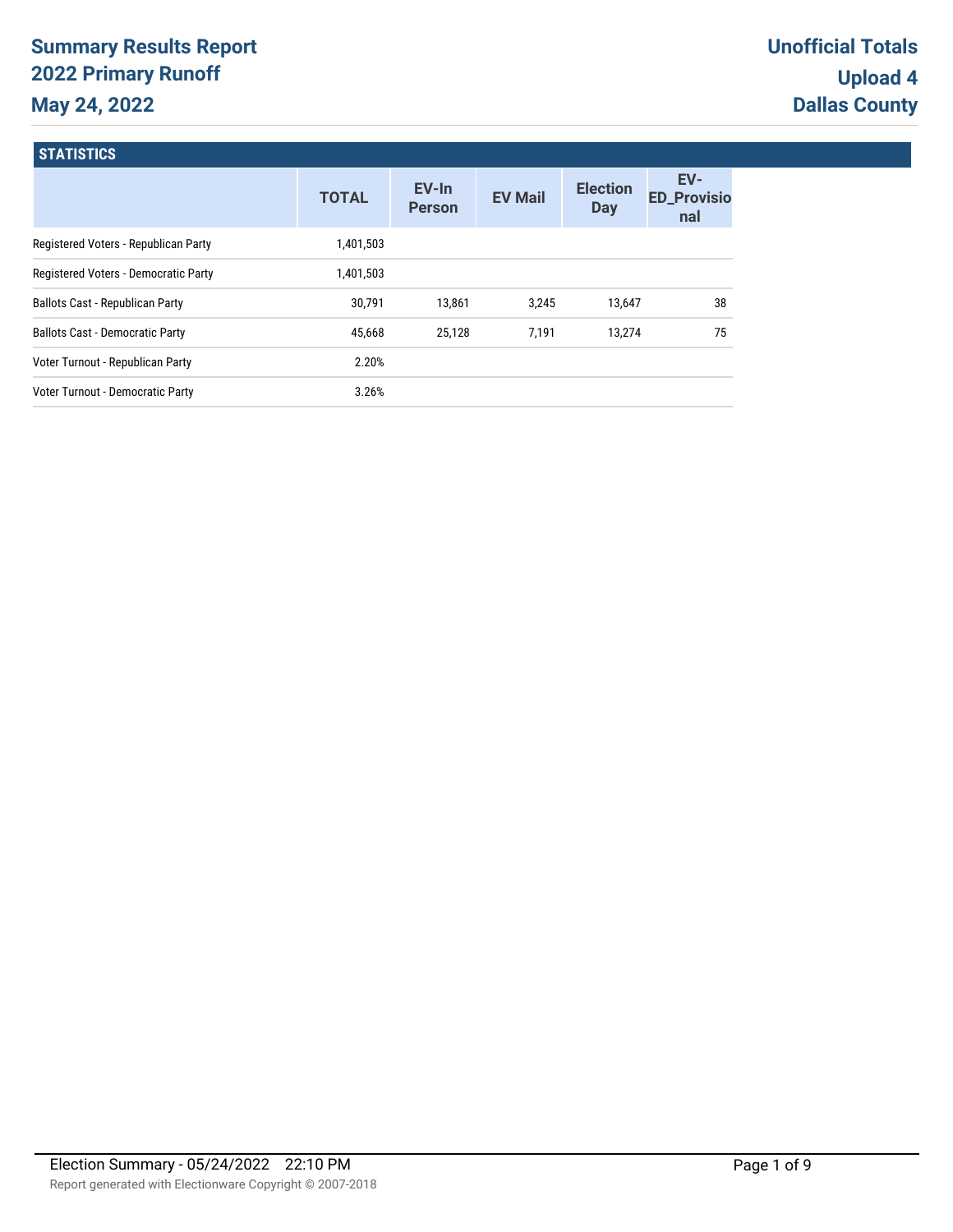# Summary Results Report
## 2022 Primary Runoff
## May 24, 2022

**Unofficial Totals**
**Upload 4**
**Dallas County**

### STATISTICS

| | TOTAL | EV-In Person | EV Mail | Election Day | EV-ED_Provisional |
|---|---|---|---|---|---|
| Registered Voters - Republican Party | 1,401,503 | | | | |
| Registered Voters - Democratic Party | 1,401,503 | | | | |
| Ballots Cast - Republican Party | 30,791 | 13,861 | 3,245 | 13,647 | 38 |
| Ballots Cast - Democratic Party | 45,668 | 25,128 | 7,191 | 13,274 | 75 |
| Voter Turnout - Republican Party | 2.20% | | | | |
| Voter Turnout - Democratic Party | 3.26% | | | | |

Election Summary - 05/24/2022 22:10 PM

Report generated with Electionware Copyright © 2007-2018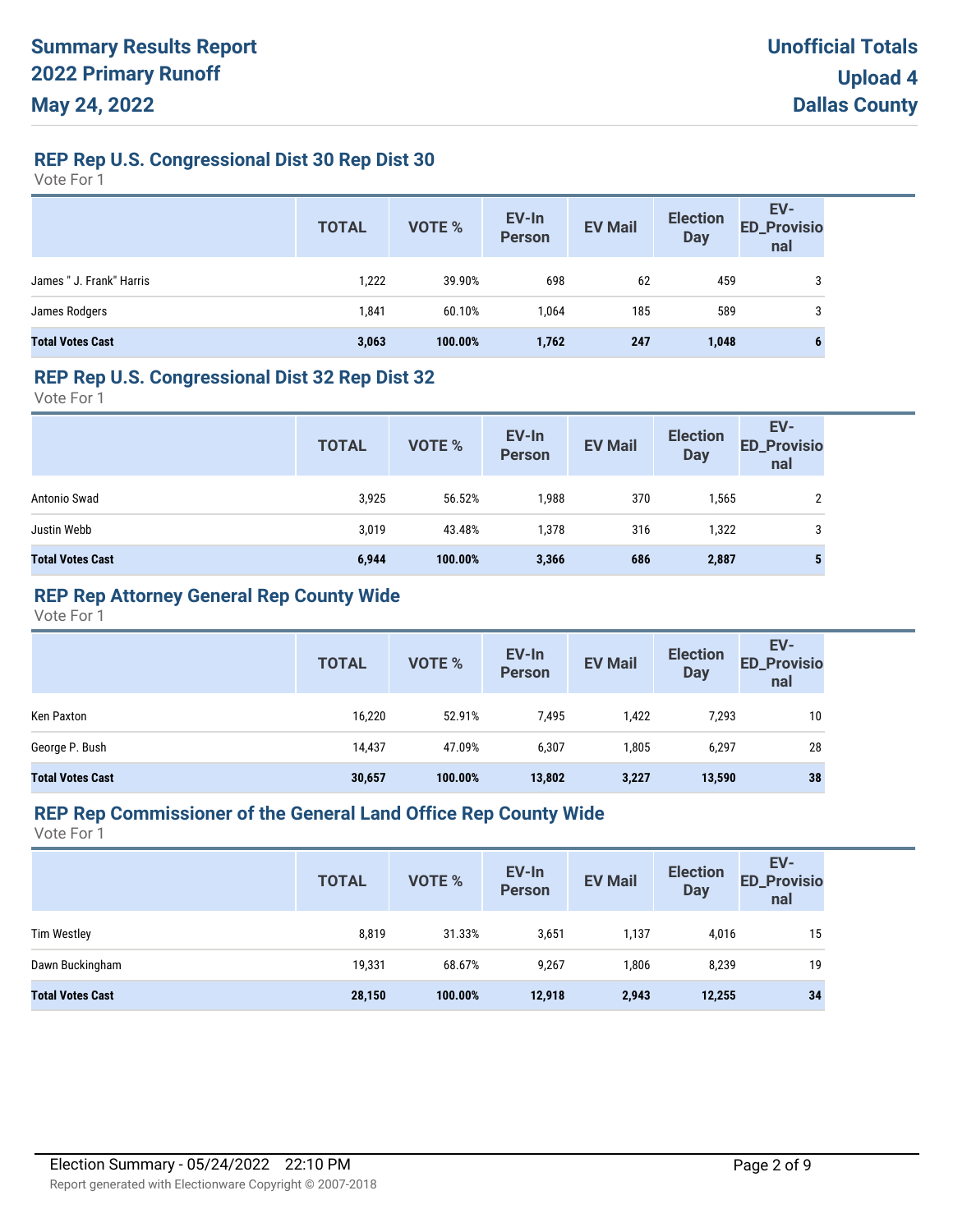# Summary Results Report
# 2022 Primary Runoff
# May 24, 2022

**Unofficial Totals**
**Upload 4**
**Dallas County**

## REP Rep U.S. Congressional Dist 30 Rep Dist 30

Vote For 1

| | TOTAL | VOTE % | EV-In Person | EV Mail | Election Day | EV-ED_Provisional |
|---|---|---|---|---|---|---|
| James " J. Frank" Harris | 1,222 | 39.90% | 698 | 62 | 459 | 3 |
| James Rodgers | 1,841 | 60.10% | 1,064 | 185 | 589 | 3 |
| **Total Votes Cast** | **3,063** | **100.00%** | **1,762** | **247** | **1,048** | **6** |

## REP Rep U.S. Congressional Dist 32 Rep Dist 32

Vote For 1

| | TOTAL | VOTE % | EV-In Person | EV Mail | Election Day | EV-ED_Provisional |
|---|---|---|---|---|---|---|
| Antonio Swad | 3,925 | 56.52% | 1,988 | 370 | 1,565 | 2 |
| Justin Webb | 3,019 | 43.48% | 1,378 | 316 | 1,322 | 3 |
| **Total Votes Cast** | **6,944** | **100.00%** | **3,366** | **686** | **2,887** | **5** |

## REP Rep Attorney General Rep County Wide

Vote For 1

| | TOTAL | VOTE % | EV-In Person | EV Mail | Election Day | EV-ED_Provisional |
|---|---|---|---|---|---|---|
| Ken Paxton | 16,220 | 52.91% | 7,495 | 1,422 | 7,293 | 10 |
| George P. Bush | 14,437 | 47.09% | 6,307 | 1,805 | 6,297 | 28 |
| **Total Votes Cast** | **30,657** | **100.00%** | **13,802** | **3,227** | **13,590** | **38** |

## REP Rep Commissioner of the General Land Office Rep County Wide

Vote For 1

| | TOTAL | VOTE % | EV-In Person | EV Mail | Election Day | EV-ED_Provisional |
|---|---|---|---|---|---|---|
| Tim Westley | 8,819 | 31.33% | 3,651 | 1,137 | 4,016 | 15 |
| Dawn Buckingham | 19,331 | 68.67% | 9,267 | 1,806 | 8,239 | 19 |
| **Total Votes Cast** | **28,150** | **100.00%** | **12,918** | **2,943** | **12,255** | **34** |

Election Summary - 05/24/2022 22:10 PM

Report generated with Electionware Copyright © 2007-2018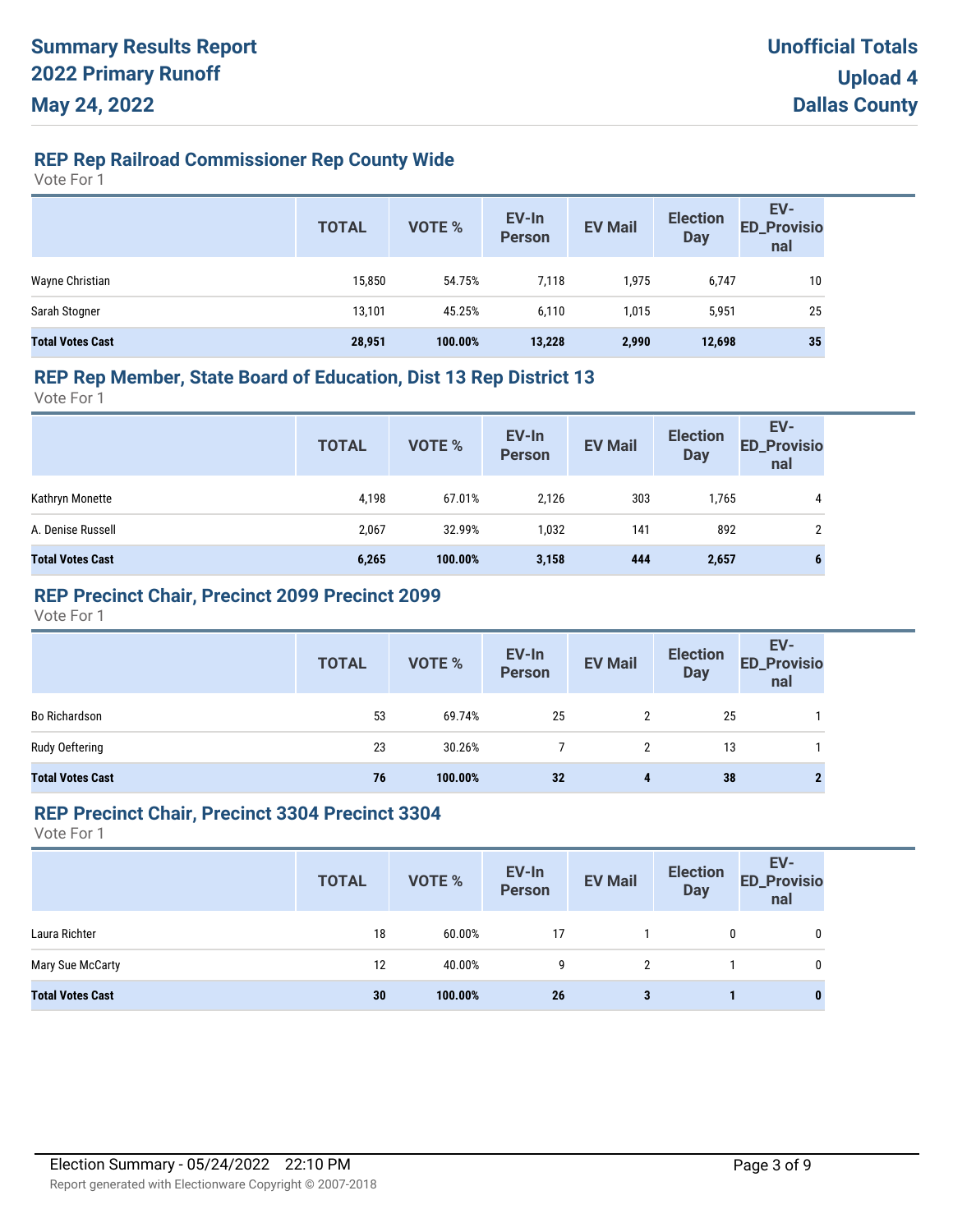# Summary Results Report
# 2022 Primary Runoff
# May 24, 2022

**Unofficial Totals**
**Upload 4**
**Dallas County**

## REP Rep Railroad Commissioner Rep County Wide

Vote For 1

| | TOTAL | VOTE % | EV-In Person | EV Mail | Election Day | EV-ED_Provisional |
|---|---|---|---|---|---|---|
| Wayne Christian | 15,850 | 54.75% | 7,118 | 1,975 | 6,747 | 10 |
| Sarah Stogner | 13,101 | 45.25% | 6,110 | 1,015 | 5,951 | 25 |
| **Total Votes Cast** | **28,951** | **100.00%** | **13,228** | **2,990** | **12,698** | **35** |

## REP Rep Member, State Board of Education, Dist 13 Rep District 13

Vote For 1

| | TOTAL | VOTE % | EV-In Person | EV Mail | Election Day | EV-ED_Provisional |
|---|---|---|---|---|---|---|
| Kathryn Monette | 4,198 | 67.01% | 2,126 | 303 | 1,765 | 4 |
| A. Denise Russell | 2,067 | 32.99% | 1,032 | 141 | 892 | 2 |
| **Total Votes Cast** | **6,265** | **100.00%** | **3,158** | **444** | **2,657** | **6** |

## REP Precinct Chair, Precinct 2099 Precinct 2099

Vote For 1

| | TOTAL | VOTE % | EV-In Person | EV Mail | Election Day | EV-ED_Provisional |
|---|---|---|---|---|---|---|
| Bo Richardson | 53 | 69.74% | 25 | 2 | 25 | 1 |
| Rudy Oeftering | 23 | 30.26% | 7 | 2 | 13 | 1 |
| **Total Votes Cast** | **76** | **100.00%** | **32** | **4** | **38** | **2** |

## REP Precinct Chair, Precinct 3304 Precinct 3304

Vote For 1

| | TOTAL | VOTE % | EV-In Person | EV Mail | Election Day | EV-ED_Provisional |
|---|---|---|---|---|---|---|
| Laura Richter | 18 | 60.00% | 17 | 1 | 0 | 0 |
| Mary Sue McCarty | 12 | 40.00% | 9 | 2 | 1 | 0 |
| **Total Votes Cast** | **30** | **100.00%** | **26** | **3** | **1** | **0** |

Election Summary - 05/24/2022 22:10 PM

Report generated with Electionware Copyright © 2007-2018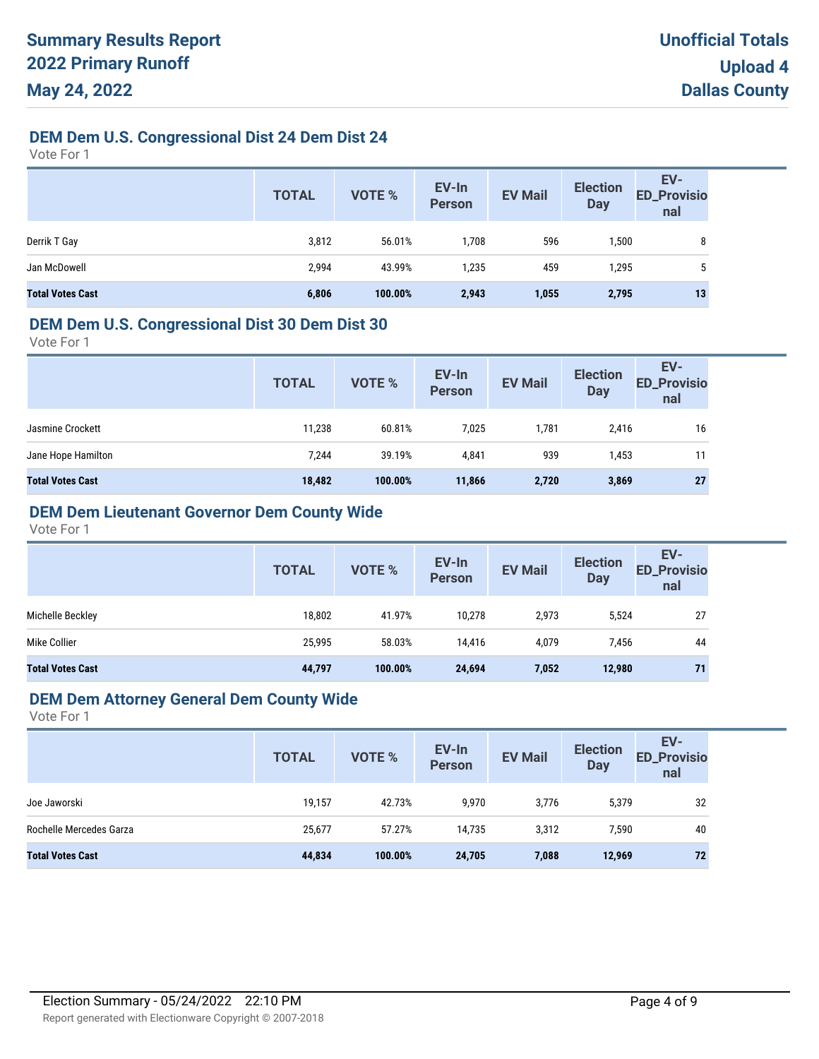# Summary Results Report
## 2022 Primary Runoff
## May 24, 2022

**Unofficial Totals**
**Upload 4**
**Dallas County**

### DEM Dem U.S. Congressional Dist 24 Dem Dist 24

Vote For 1

| | TOTAL | VOTE % | EV-In Person | EV Mail | Election Day | EV-ED_Provisional |
|---|---|---|---|---|---|---|
| Derrik T Gay | 3,812 | 56.01% | 1,708 | 596 | 1,500 | 8 |
| Jan McDowell | 2,994 | 43.99% | 1,235 | 459 | 1,295 | 5 |
| **Total Votes Cast** | **6,806** | **100.00%** | **2,943** | **1,055** | **2,795** | **13** |

### DEM Dem U.S. Congressional Dist 30 Dem Dist 30

Vote For 1

| | TOTAL | VOTE % | EV-In Person | EV Mail | Election Day | EV-ED_Provisional |
|---|---|---|---|---|---|---|
| Jasmine Crockett | 11,238 | 60.81% | 7,025 | 1,781 | 2,416 | 16 |
| Jane Hope Hamilton | 7,244 | 39.19% | 4,841 | 939 | 1,453 | 11 |
| **Total Votes Cast** | **18,482** | **100.00%** | **11,866** | **2,720** | **3,869** | **27** |

### DEM Dem Lieutenant Governor Dem County Wide

Vote For 1

| | TOTAL | VOTE % | EV-In Person | EV Mail | Election Day | EV-ED_Provisional |
|---|---|---|---|---|---|---|
| Michelle Beckley | 18,802 | 41.97% | 10,278 | 2,973 | 5,524 | 27 |
| Mike Collier | 25,995 | 58.03% | 14,416 | 4,079 | 7,456 | 44 |
| **Total Votes Cast** | **44,797** | **100.00%** | **24,694** | **7,052** | **12,980** | **71** |

### DEM Dem Attorney General Dem County Wide

Vote For 1

| | TOTAL | VOTE % | EV-In Person | EV Mail | Election Day | EV-ED_Provisional |
|---|---|---|---|---|---|---|
| Joe Jaworski | 19,157 | 42.73% | 9,970 | 3,776 | 5,379 | 32 |
| Rochelle Mercedes Garza | 25,677 | 57.27% | 14,735 | 3,312 | 7,590 | 40 |
| **Total Votes Cast** | **44,834** | **100.00%** | **24,705** | **7,088** | **12,969** | **72** |

Election Summary - 05/24/2022 22:10 PM

Report generated with Electionware Copyright © 2007-2018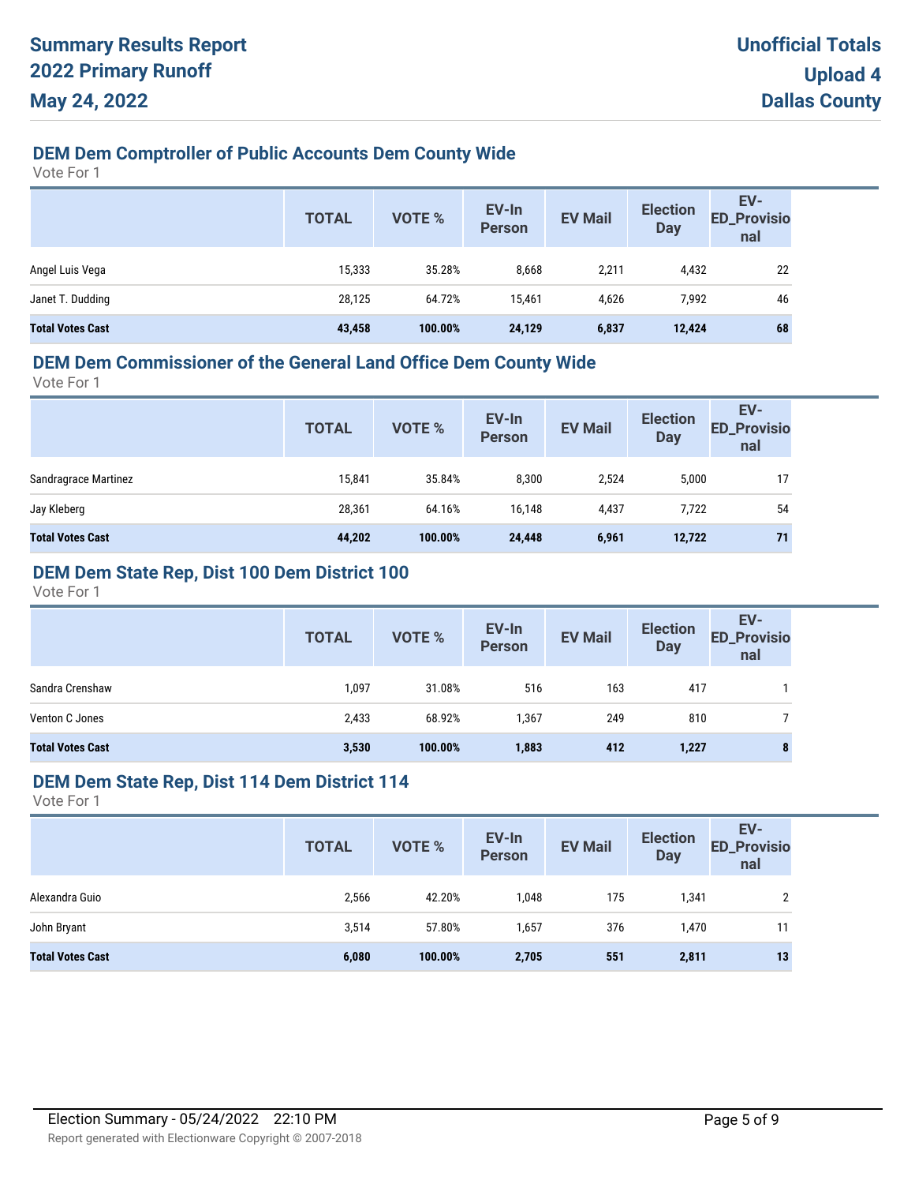# Summary Results Report
# 2022 Primary Runoff
# May 24, 2022

**Unofficial Totals**
**Upload 4**
**Dallas County**

## DEM Dem Comptroller of Public Accounts Dem County Wide

Vote For 1

| | TOTAL | VOTE % | EV-In Person | EV Mail | Election Day | EV-ED_Provisional |
|---|---|---|---|---|---|---|
| Angel Luis Vega | 15,333 | 35.28% | 8,668 | 2,211 | 4,432 | 22 |
| Janet T. Dudding | 28,125 | 64.72% | 15,461 | 4,626 | 7,992 | 46 |
| **Total Votes Cast** | **43,458** | **100.00%** | **24,129** | **6,837** | **12,424** | **68** |

## DEM Dem Commissioner of the General Land Office Dem County Wide

Vote For 1

| | TOTAL | VOTE % | EV-In Person | EV Mail | Election Day | EV-ED_Provisional |
|---|---|---|---|---|---|---|
| Sandragrace Martinez | 15,841 | 35.84% | 8,300 | 2,524 | 5,000 | 17 |
| Jay Kleberg | 28,361 | 64.16% | 16,148 | 4,437 | 7,722 | 54 |
| **Total Votes Cast** | **44,202** | **100.00%** | **24,448** | **6,961** | **12,722** | **71** |

## DEM Dem State Rep, Dist 100 Dem District 100

Vote For 1

| | TOTAL | VOTE % | EV-In Person | EV Mail | Election Day | EV-ED_Provisional |
|---|---|---|---|---|---|---|
| Sandra Crenshaw | 1,097 | 31.08% | 516 | 163 | 417 | 1 |
| Venton C Jones | 2,433 | 68.92% | 1,367 | 249 | 810 | 7 |
| **Total Votes Cast** | **3,530** | **100.00%** | **1,883** | **412** | **1,227** | **8** |

## DEM Dem State Rep, Dist 114 Dem District 114

Vote For 1

| | TOTAL | VOTE % | EV-In Person | EV Mail | Election Day | EV-ED_Provisional |
|---|---|---|---|---|---|---|
| Alexandra Guio | 2,566 | 42.20% | 1,048 | 175 | 1,341 | 2 |
| John Bryant | 3,514 | 57.80% | 1,657 | 376 | 1,470 | 11 |
| **Total Votes Cast** | **6,080** | **100.00%** | **2,705** | **551** | **2,811** | **13** |

Election Summary - 05/24/2022 22:10 PM

Report generated with Electionware Copyright © 2007-2018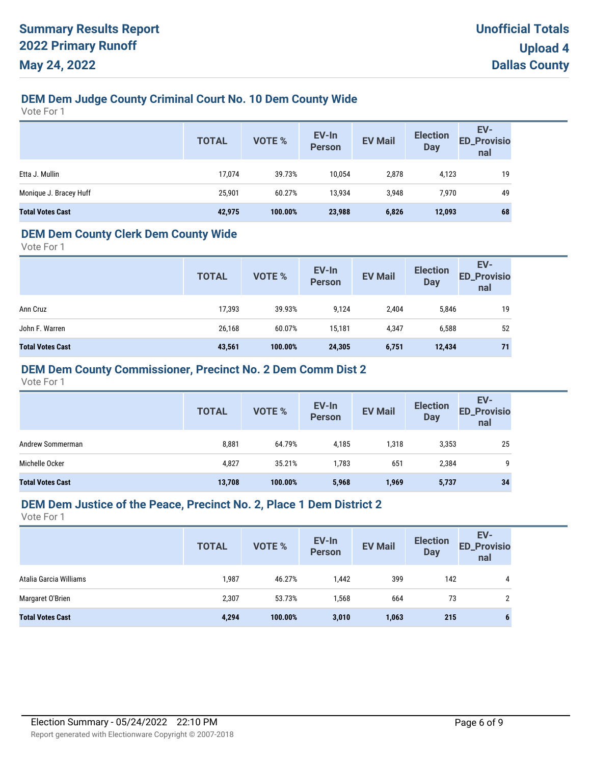**Summary Results Report**
**2022 Primary Runoff**
**May 24, 2022**

**Unofficial Totals**
**Upload 4**
**Dallas County**

### DEM Dem Judge County Criminal Court No. 10 Dem County Wide

Vote For 1

| | TOTAL | VOTE % | EV-In Person | EV Mail | Election Day | EV-ED_Provisional |
|---|---|---|---|---|---|---|
| Etta J. Mullin | 17,074 | 39.73% | 10,054 | 2,878 | 4,123 | 19 |
| Monique J. Bracey Huff | 25,901 | 60.27% | 13,934 | 3,948 | 7,970 | 49 |
| **Total Votes Cast** | **42,975** | **100.00%** | **23,988** | **6,826** | **12,093** | **68** |

### DEM Dem County Clerk Dem County Wide

Vote For 1

| | TOTAL | VOTE % | EV-In Person | EV Mail | Election Day | EV-ED_Provisional |
|---|---|---|---|---|---|---|
| Ann Cruz | 17,393 | 39.93% | 9,124 | 2,404 | 5,846 | 19 |
| John F. Warren | 26,168 | 60.07% | 15,181 | 4,347 | 6,588 | 52 |
| **Total Votes Cast** | **43,561** | **100.00%** | **24,305** | **6,751** | **12,434** | **71** |

### DEM Dem County Commissioner, Precinct No. 2 Dem Comm Dist 2

Vote For 1

| | TOTAL | VOTE % | EV-In Person | EV Mail | Election Day | EV-ED_Provisional |
|---|---|---|---|---|---|---|
| Andrew Sommerman | 8,881 | 64.79% | 4,185 | 1,318 | 3,353 | 25 |
| Michelle Ocker | 4,827 | 35.21% | 1,783 | 651 | 2,384 | 9 |
| **Total Votes Cast** | **13,708** | **100.00%** | **5,968** | **1,969** | **5,737** | **34** |

### DEM Dem Justice of the Peace, Precinct No. 2, Place 1 Dem District 2

Vote For 1

| | TOTAL | VOTE % | EV-In Person | EV Mail | Election Day | EV-ED_Provisional |
|---|---|---|---|---|---|---|
| Atalia Garcia Williams | 1,987 | 46.27% | 1,442 | 399 | 142 | 4 |
| Margaret O'Brien | 2,307 | 53.73% | 1,568 | 664 | 73 | 2 |
| **Total Votes Cast** | **4,294** | **100.00%** | **3,010** | **1,063** | **215** | **6** |

Election Summary - 05/24/2022 22:10 PM

Report generated with Electionware Copyright © 2007-2018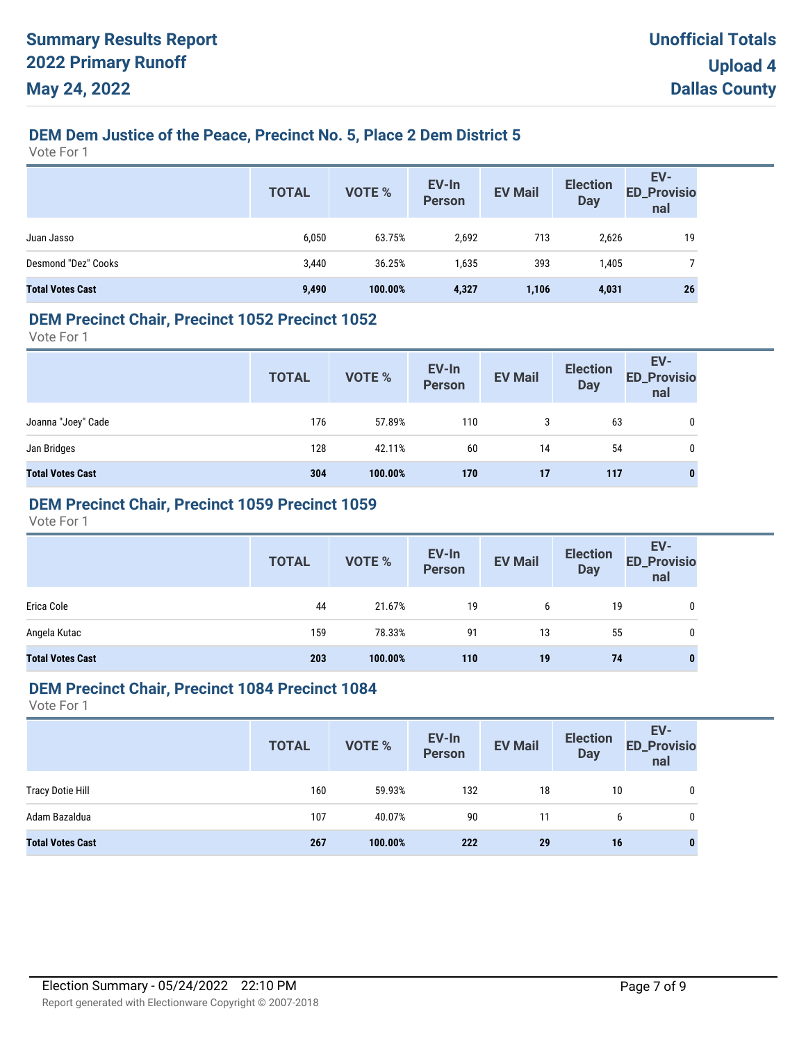# Summary Results Report
# 2022 Primary Runoff
# May 24, 2022

**Unofficial Totals**
**Upload 4**
**Dallas County**

## DEM Dem Justice of the Peace, Precinct No. 5, Place 2 Dem District 5

Vote For 1

| | TOTAL | VOTE % | EV-In Person | EV Mail | Election Day | EV-ED_Provisional |
|---|---|---|---|---|---|---|
| Juan Jasso | 6,050 | 63.75% | 2,692 | 713 | 2,626 | 19 |
| Desmond "Dez" Cooks | 3,440 | 36.25% | 1,635 | 393 | 1,405 | 7 |
| **Total Votes Cast** | **9,490** | **100.00%** | **4,327** | **1,106** | **4,031** | **26** |

## DEM Precinct Chair, Precinct 1052 Precinct 1052

Vote For 1

| | TOTAL | VOTE % | EV-In Person | EV Mail | Election Day | EV-ED_Provisional |
|---|---|---|---|---|---|---|
| Joanna "Joey" Cade | 176 | 57.89% | 110 | 3 | 63 | 0 |
| Jan Bridges | 128 | 42.11% | 60 | 14 | 54 | 0 |
| **Total Votes Cast** | **304** | **100.00%** | **170** | **17** | **117** | **0** |

## DEM Precinct Chair, Precinct 1059 Precinct 1059

Vote For 1

| | TOTAL | VOTE % | EV-In Person | EV Mail | Election Day | EV-ED_Provisional |
|---|---|---|---|---|---|---|
| Erica Cole | 44 | 21.67% | 19 | 6 | 19 | 0 |
| Angela Kutac | 159 | 78.33% | 91 | 13 | 55 | 0 |
| **Total Votes Cast** | **203** | **100.00%** | **110** | **19** | **74** | **0** |

## DEM Precinct Chair, Precinct 1084 Precinct 1084

Vote For 1

| | TOTAL | VOTE % | EV-In Person | EV Mail | Election Day | EV-ED_Provisional |
|---|---|---|---|---|---|---|
| Tracy Dotie Hill | 160 | 59.93% | 132 | 18 | 10 | 0 |
| Adam Bazaldua | 107 | 40.07% | 90 | 11 | 6 | 0 |
| **Total Votes Cast** | **267** | **100.00%** | **222** | **29** | **16** | **0** |

Election Summary - 05/24/2022 22:10 PM

Report generated with Electionware Copyright © 2007-2018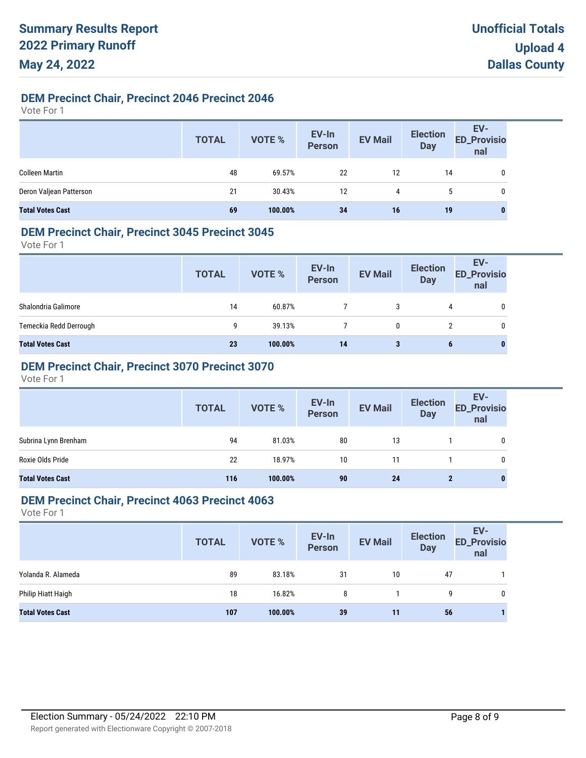# Summary Results Report
# 2022 Primary Runoff
# May 24, 2022

**Unofficial Totals**
**Upload 4**
**Dallas County**

## DEM Precinct Chair, Precinct 2046 Precinct 2046

Vote For 1

| | TOTAL | VOTE % | EV-In Person | EV Mail | Election Day | EV-ED_Provisional |
|---|---|---|---|---|---|---|
| Colleen Martin | 48 | 69.57% | 22 | 12 | 14 | 0 |
| Deron Valjean Patterson | 21 | 30.43% | 12 | 4 | 5 | 0 |
| **Total Votes Cast** | **69** | **100.00%** | **34** | **16** | **19** | **0** |

## DEM Precinct Chair, Precinct 3045 Precinct 3045

Vote For 1

| | TOTAL | VOTE % | EV-In Person | EV Mail | Election Day | EV-ED_Provisional |
|---|---|---|---|---|---|---|
| Shalondria Galimore | 14 | 60.87% | 7 | 3 | 4 | 0 |
| Temeckia Redd Derrough | 9 | 39.13% | 7 | 0 | 2 | 0 |
| **Total Votes Cast** | **23** | **100.00%** | **14** | **3** | **6** | **0** |

## DEM Precinct Chair, Precinct 3070 Precinct 3070

Vote For 1

| | TOTAL | VOTE % | EV-In Person | EV Mail | Election Day | EV-ED_Provisional |
|---|---|---|---|---|---|---|
| Subrina Lynn Brenham | 94 | 81.03% | 80 | 13 | 1 | 0 |
| Roxie Olds Pride | 22 | 18.97% | 10 | 11 | 1 | 0 |
| **Total Votes Cast** | **116** | **100.00%** | **90** | **24** | **2** | **0** |

## DEM Precinct Chair, Precinct 4063 Precinct 4063

Vote For 1

| | TOTAL | VOTE % | EV-In Person | EV Mail | Election Day | EV-ED_Provisional |
|---|---|---|---|---|---|---|
| Yolanda R. Alameda | 89 | 83.18% | 31 | 10 | 47 | 1 |
| Philip Hiatt Haigh | 18 | 16.82% | 8 | 1 | 9 | 0 |
| **Total Votes Cast** | **107** | **100.00%** | **39** | **11** | **56** | **1** |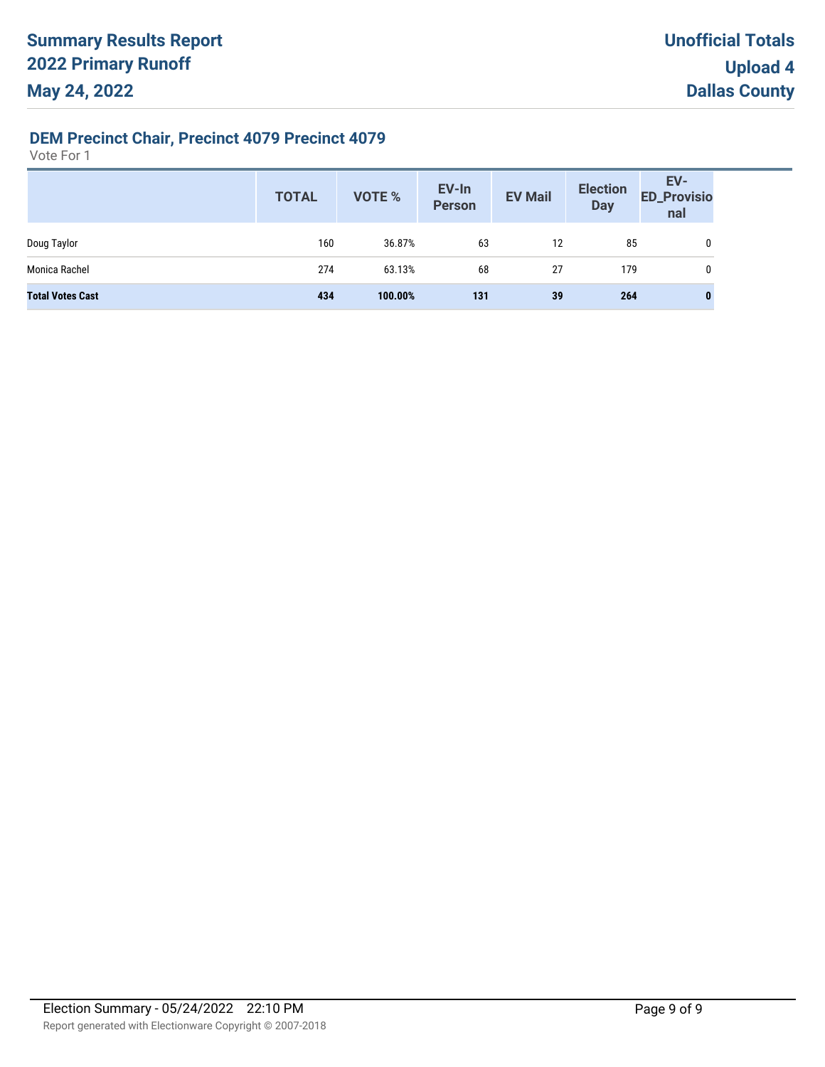## DEM Precinct Chair, Precinct 4079 Precinct 4079

Vote For 1

| | TOTAL | VOTE % | EV-In Person | EV Mail | Election Day | EV-ED_Provisional |
|---|---|---|---|---|---|---|
| Doug Taylor | 160 | 36.87% | 63 | 12 | 85 | 0 |
| Monica Rachel | 274 | 63.13% | 68 | 27 | 179 | 0 |
| **Total Votes Cast** | **434** | **100.00%** | **131** | **39** | **264** | **0** |